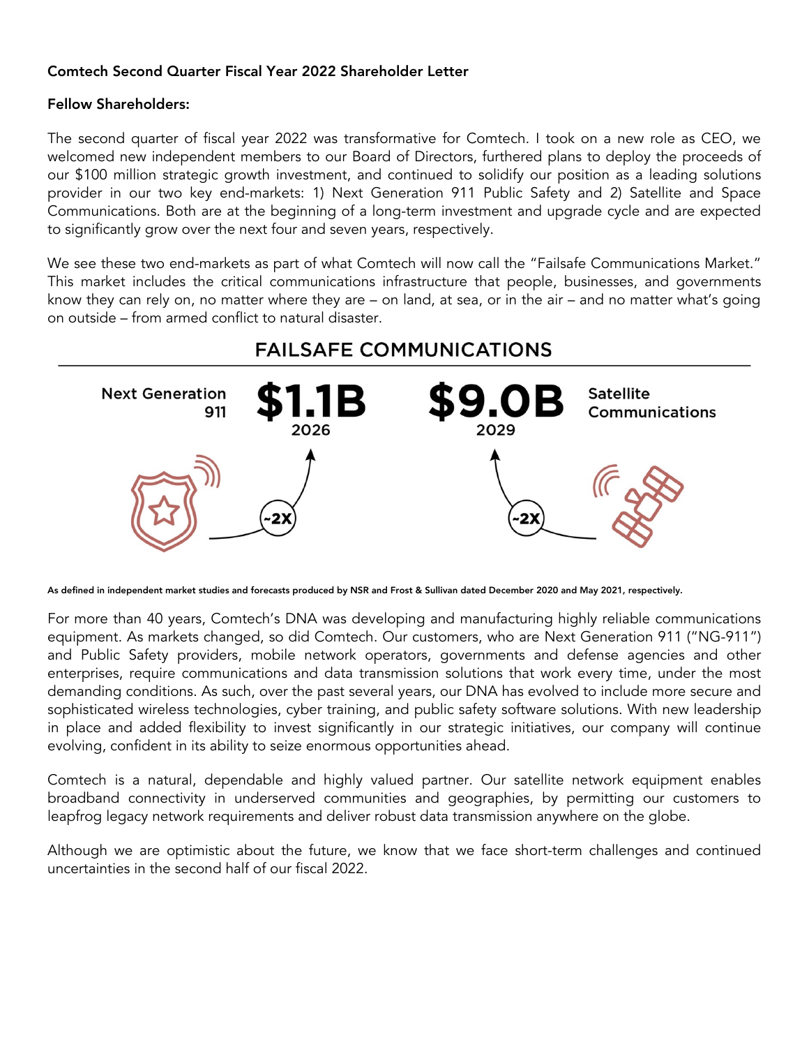**Comtech Second Quarter Fiscal Year 2022 Shareholder Letter**

**Fellow Shareholders:**

The second quarter of fiscal year 2022 was transformative for Comtech. I took on a new role as CEO, we welcomed new independent members to our Board of Directors, furthered plans to deploy the proceeds of our $100 million strategic growth investment, and continued to solidify our position as a leading solutions provider in our two key end-markets: 1) Next Generation 911 Public Safety and 2) Satellite and Space Communications. Both are at the beginning of a long-term investment and upgrade cycle and are expected to significantly grow over the next four and seven years, respectively.

We see these two end-markets as part of what Comtech will now call the "Failsafe Communications Market." This market includes the critical communications infrastructure that people, businesses, and governments know they can rely on, no matter where they are – on land, at sea, or in the air – and no matter what's going on outside – from armed conflict to natural disaster.

## FAILSAFE COMMUNICATIONS

**Next Generation 911** — **$1.1B** 2026 (~2X)

**Satellite Communications** — **$9.0B** 2029 (~2X)

As defined in independent market studies and forecasts produced by NSR and Frost & Sullivan dated December 2020 and May 2021, respectively.

For more than 40 years, Comtech's DNA was developing and manufacturing highly reliable communications equipment. As markets changed, so did Comtech. Our customers, who are Next Generation 911 ("NG-911") and Public Safety providers, mobile network operators, governments and defense agencies and other enterprises, require communications and data transmission solutions that work every time, under the most demanding conditions. As such, over the past several years, our DNA has evolved to include more secure and sophisticated wireless technologies, cyber training, and public safety software solutions. With new leadership in place and added flexibility to invest significantly in our strategic initiatives, our company will continue evolving, confident in its ability to seize enormous opportunities ahead.

Comtech is a natural, dependable and highly valued partner. Our satellite network equipment enables broadband connectivity in underserved communities and geographies, by permitting our customers to leapfrog legacy network requirements and deliver robust data transmission anywhere on the globe.

Although we are optimistic about the future, we know that we face short-term challenges and continued uncertainties in the second half of our fiscal 2022.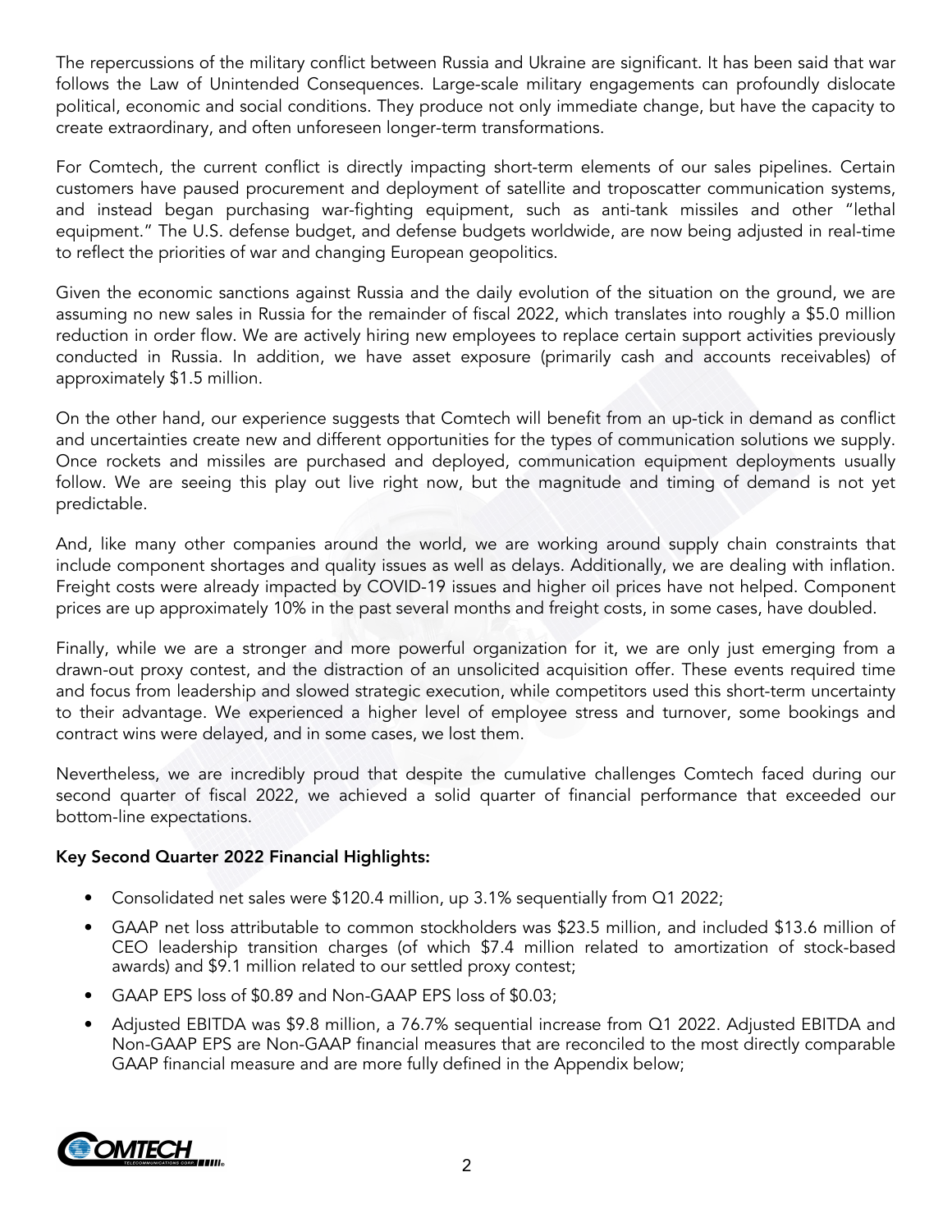The repercussions of the military conflict between Russia and Ukraine are significant. It has been said that war follows the Law of Unintended Consequences. Large-scale military engagements can profoundly dislocate political, economic and social conditions. They produce not only immediate change, but have the capacity to create extraordinary, and often unforeseen longer-term transformations.

For Comtech, the current conflict is directly impacting short-term elements of our sales pipelines. Certain customers have paused procurement and deployment of satellite and troposcatter communication systems, and instead began purchasing war-fighting equipment, such as anti-tank missiles and other "lethal equipment." The U.S. defense budget, and defense budgets worldwide, are now being adjusted in real-time to reflect the priorities of war and changing European geopolitics.

Given the economic sanctions against Russia and the daily evolution of the situation on the ground, we are assuming no new sales in Russia for the remainder of fiscal 2022, which translates into roughly a $5.0 million reduction in order flow. We are actively hiring new employees to replace certain support activities previously conducted in Russia. In addition, we have asset exposure (primarily cash and accounts receivables) of approximately $1.5 million.

On the other hand, our experience suggests that Comtech will benefit from an up-tick in demand as conflict and uncertainties create new and different opportunities for the types of communication solutions we supply. Once rockets and missiles are purchased and deployed, communication equipment deployments usually follow. We are seeing this play out live right now, but the magnitude and timing of demand is not yet predictable.

And, like many other companies around the world, we are working around supply chain constraints that include component shortages and quality issues as well as delays. Additionally, we are dealing with inflation. Freight costs were already impacted by COVID-19 issues and higher oil prices have not helped. Component prices are up approximately 10% in the past several months and freight costs, in some cases, have doubled.

Finally, while we are a stronger and more powerful organization for it, we are only just emerging from a drawn-out proxy contest, and the distraction of an unsolicited acquisition offer. These events required time and focus from leadership and slowed strategic execution, while competitors used this short-term uncertainty to their advantage. We experienced a higher level of employee stress and turnover, some bookings and contract wins were delayed, and in some cases, we lost them.

Nevertheless, we are incredibly proud that despite the cumulative challenges Comtech faced during our second quarter of fiscal 2022, we achieved a solid quarter of financial performance that exceeded our bottom-line expectations.

**Key Second Quarter 2022 Financial Highlights:**

- Consolidated net sales were $120.4 million, up 3.1% sequentially from Q1 2022;
- GAAP net loss attributable to common stockholders was $23.5 million, and included $13.6 million of CEO leadership transition charges (of which $7.4 million related to amortization of stock-based awards) and $9.1 million related to our settled proxy contest;
- GAAP EPS loss of $0.89 and Non-GAAP EPS loss of $0.03;
- Adjusted EBITDA was $9.8 million, a 76.7% sequential increase from Q1 2022. Adjusted EBITDA and Non-GAAP EPS are Non-GAAP financial measures that are reconciled to the most directly comparable GAAP financial measure and are more fully defined in the Appendix below;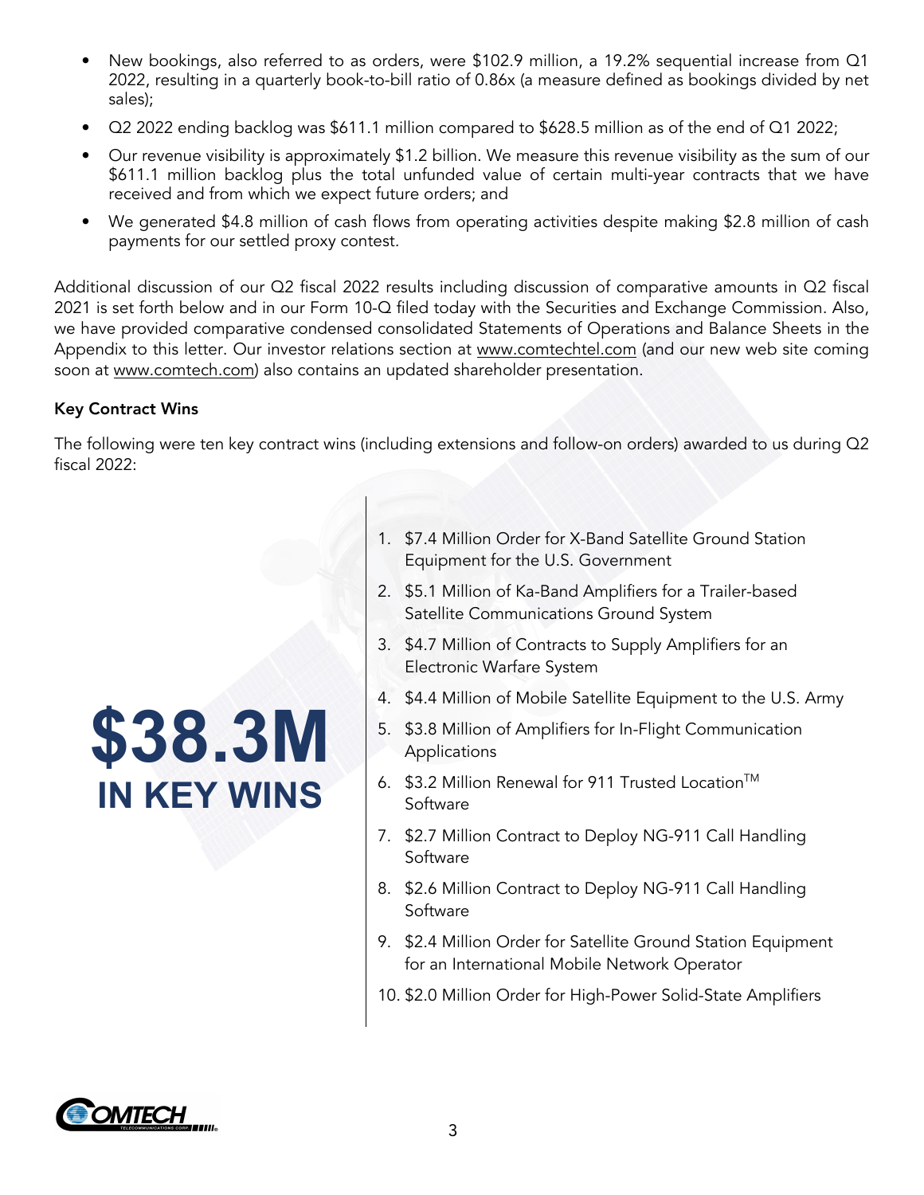- New bookings, also referred to as orders, were $102.9 million, a 19.2% sequential increase from Q1 2022, resulting in a quarterly book-to-bill ratio of 0.86x (a measure defined as bookings divided by net sales);
- Q2 2022 ending backlog was $611.1 million compared to $628.5 million as of the end of Q1 2022;
- Our revenue visibility is approximately $1.2 billion. We measure this revenue visibility as the sum of our $611.1 million backlog plus the total unfunded value of certain multi-year contracts that we have received and from which we expect future orders; and
- We generated $4.8 million of cash flows from operating activities despite making $2.8 million of cash payments for our settled proxy contest.

Additional discussion of our Q2 fiscal 2022 results including discussion of comparative amounts in Q2 fiscal 2021 is set forth below and in our Form 10-Q filed today with the Securities and Exchange Commission. Also, we have provided comparative condensed consolidated Statements of Operations and Balance Sheets in the Appendix to this letter. Our investor relations section at www.comtechtel.com (and our new web site coming soon at www.comtech.com) also contains an updated shareholder presentation.

**Key Contract Wins**

The following were ten key contract wins (including extensions and follow-on orders) awarded to us during Q2 fiscal 2022:

**$38.3M IN KEY WINS**

1. $7.4 Million Order for X-Band Satellite Ground Station Equipment for the U.S. Government
2. $5.1 Million of Ka-Band Amplifiers for a Trailer-based Satellite Communications Ground System
3. $4.7 Million of Contracts to Supply Amplifiers for an Electronic Warfare System
4. $4.4 Million of Mobile Satellite Equipment to the U.S. Army
5. $3.8 Million of Amplifiers for In-Flight Communication Applications
6. $3.2 Million Renewal for 911 Trusted Location™ Software
7. $2.7 Million Contract to Deploy NG-911 Call Handling Software
8. $2.6 Million Contract to Deploy NG-911 Call Handling Software
9. $2.4 Million Order for Satellite Ground Station Equipment for an International Mobile Network Operator
10. $2.0 Million Order for High-Power Solid-State Amplifiers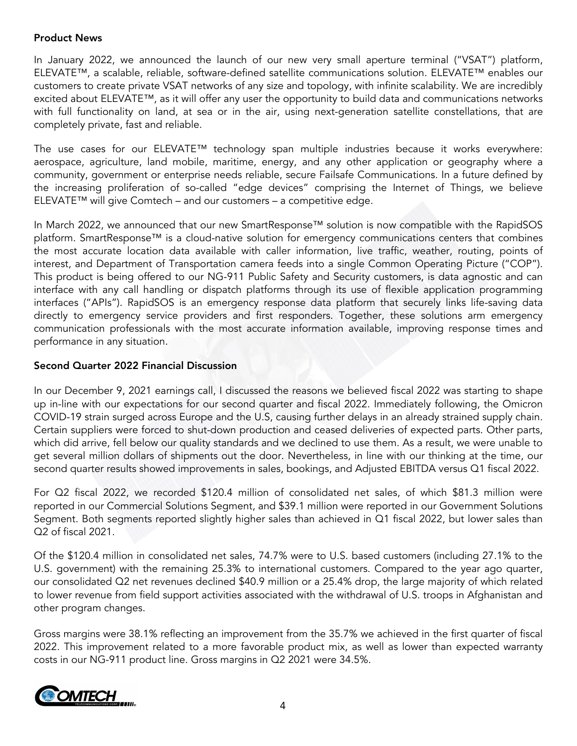## Product News

In January 2022, we announced the launch of our new very small aperture terminal ("VSAT") platform, ELEVATE™, a scalable, reliable, software-defined satellite communications solution. ELEVATE™ enables our customers to create private VSAT networks of any size and topology, with infinite scalability. We are incredibly excited about ELEVATE™, as it will offer any user the opportunity to build data and communications networks with full functionality on land, at sea or in the air, using next-generation satellite constellations, that are completely private, fast and reliable.

The use cases for our ELEVATE™ technology span multiple industries because it works everywhere: aerospace, agriculture, land mobile, maritime, energy, and any other application or geography where a community, government or enterprise needs reliable, secure Failsafe Communications. In a future defined by the increasing proliferation of so-called "edge devices" comprising the Internet of Things, we believe ELEVATE™ will give Comtech – and our customers – a competitive edge.

In March 2022, we announced that our new SmartResponse™ solution is now compatible with the RapidSOS platform. SmartResponse™ is a cloud-native solution for emergency communications centers that combines the most accurate location data available with caller information, live traffic, weather, routing, points of interest, and Department of Transportation camera feeds into a single Common Operating Picture ("COP"). This product is being offered to our NG-911 Public Safety and Security customers, is data agnostic and can interface with any call handling or dispatch platforms through its use of flexible application programming interfaces ("APIs"). RapidSOS is an emergency response data platform that securely links life-saving data directly to emergency service providers and first responders. Together, these solutions arm emergency communication professionals with the most accurate information available, improving response times and performance in any situation.

## Second Quarter 2022 Financial Discussion

In our December 9, 2021 earnings call, I discussed the reasons we believed fiscal 2022 was starting to shape up in-line with our expectations for our second quarter and fiscal 2022. Immediately following, the Omicron COVID-19 strain surged across Europe and the U.S, causing further delays in an already strained supply chain. Certain suppliers were forced to shut-down production and ceased deliveries of expected parts. Other parts, which did arrive, fell below our quality standards and we declined to use them. As a result, we were unable to get several million dollars of shipments out the door. Nevertheless, in line with our thinking at the time, our second quarter results showed improvements in sales, bookings, and Adjusted EBITDA versus Q1 fiscal 2022.

For Q2 fiscal 2022, we recorded $120.4 million of consolidated net sales, of which $81.3 million were reported in our Commercial Solutions Segment, and $39.1 million were reported in our Government Solutions Segment. Both segments reported slightly higher sales than achieved in Q1 fiscal 2022, but lower sales than Q2 of fiscal 2021.

Of the $120.4 million in consolidated net sales, 74.7% were to U.S. based customers (including 27.1% to the U.S. government) with the remaining 25.3% to international customers. Compared to the year ago quarter, our consolidated Q2 net revenues declined $40.9 million or a 25.4% drop, the large majority of which related to lower revenue from field support activities associated with the withdrawal of U.S. troops in Afghanistan and other program changes.

Gross margins were 38.1% reflecting an improvement from the 35.7% we achieved in the first quarter of fiscal 2022. This improvement related to a more favorable product mix, as well as lower than expected warranty costs in our NG-911 product line. Gross margins in Q2 2021 were 34.5%.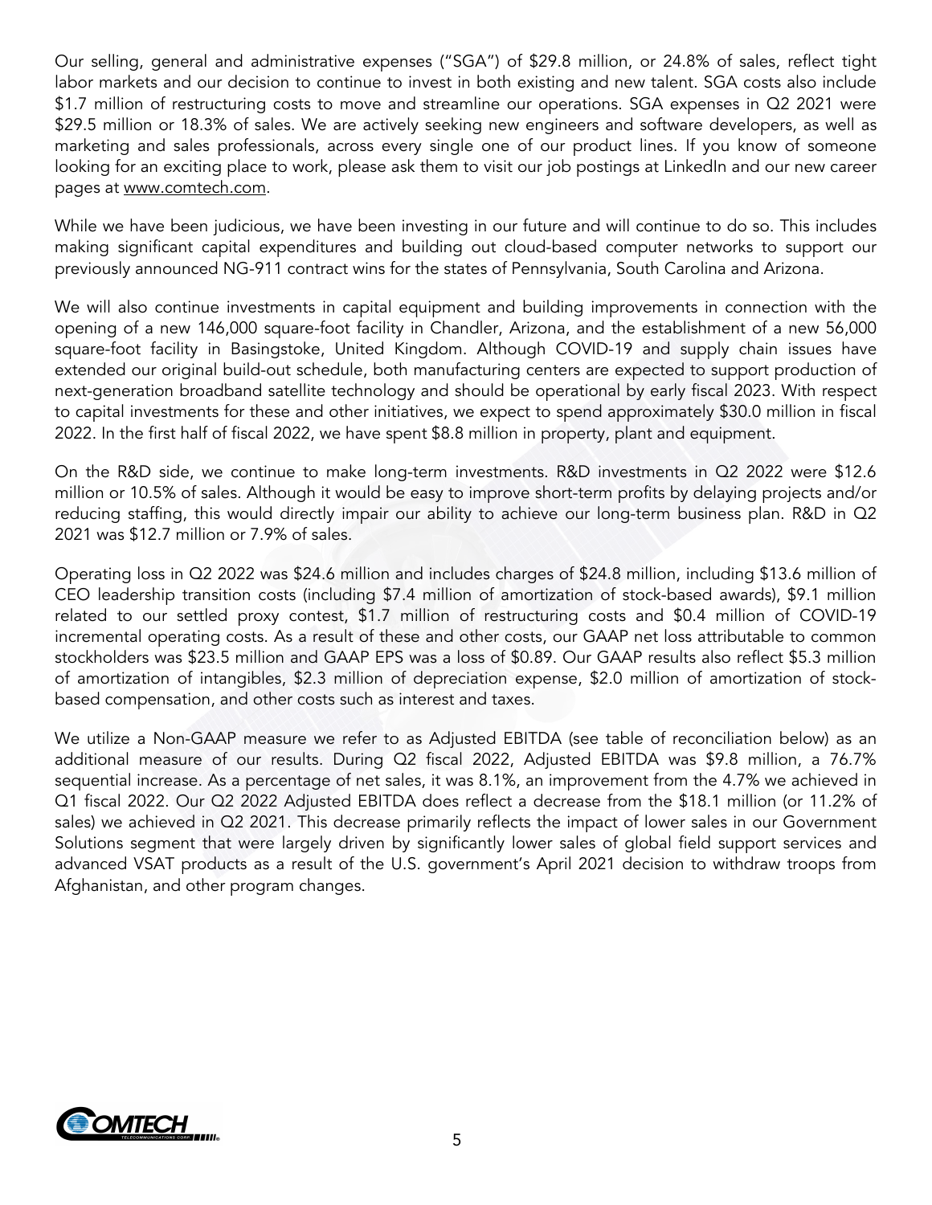Our selling, general and administrative expenses ("SGA") of $29.8 million, or 24.8% of sales, reflect tight labor markets and our decision to continue to invest in both existing and new talent. SGA costs also include $1.7 million of restructuring costs to move and streamline our operations. SGA expenses in Q2 2021 were $29.5 million or 18.3% of sales. We are actively seeking new engineers and software developers, as well as marketing and sales professionals, across every single one of our product lines. If you know of someone looking for an exciting place to work, please ask them to visit our job postings at LinkedIn and our new career pages at www.comtech.com.

While we have been judicious, we have been investing in our future and will continue to do so. This includes making significant capital expenditures and building out cloud-based computer networks to support our previously announced NG-911 contract wins for the states of Pennsylvania, South Carolina and Arizona.

We will also continue investments in capital equipment and building improvements in connection with the opening of a new 146,000 square-foot facility in Chandler, Arizona, and the establishment of a new 56,000 square-foot facility in Basingstoke, United Kingdom. Although COVID-19 and supply chain issues have extended our original build-out schedule, both manufacturing centers are expected to support production of next-generation broadband satellite technology and should be operational by early fiscal 2023. With respect to capital investments for these and other initiatives, we expect to spend approximately $30.0 million in fiscal 2022. In the first half of fiscal 2022, we have spent $8.8 million in property, plant and equipment.

On the R&D side, we continue to make long-term investments. R&D investments in Q2 2022 were $12.6 million or 10.5% of sales. Although it would be easy to improve short-term profits by delaying projects and/or reducing staffing, this would directly impair our ability to achieve our long-term business plan. R&D in Q2 2021 was $12.7 million or 7.9% of sales.

Operating loss in Q2 2022 was $24.6 million and includes charges of $24.8 million, including $13.6 million of CEO leadership transition costs (including $7.4 million of amortization of stock-based awards), $9.1 million related to our settled proxy contest, $1.7 million of restructuring costs and $0.4 million of COVID-19 incremental operating costs. As a result of these and other costs, our GAAP net loss attributable to common stockholders was $23.5 million and GAAP EPS was a loss of $0.89. Our GAAP results also reflect $5.3 million of amortization of intangibles, $2.3 million of depreciation expense, $2.0 million of amortization of stock-based compensation, and other costs such as interest and taxes.

We utilize a Non-GAAP measure we refer to as Adjusted EBITDA (see table of reconciliation below) as an additional measure of our results. During Q2 fiscal 2022, Adjusted EBITDA was $9.8 million, a 76.7% sequential increase. As a percentage of net sales, it was 8.1%, an improvement from the 4.7% we achieved in Q1 fiscal 2022. Our Q2 2022 Adjusted EBITDA does reflect a decrease from the $18.1 million (or 11.2% of sales) we achieved in Q2 2021. This decrease primarily reflects the impact of lower sales in our Government Solutions segment that were largely driven by significantly lower sales of global field support services and advanced VSAT products as a result of the U.S. government's April 2021 decision to withdraw troops from Afghanistan, and other program changes.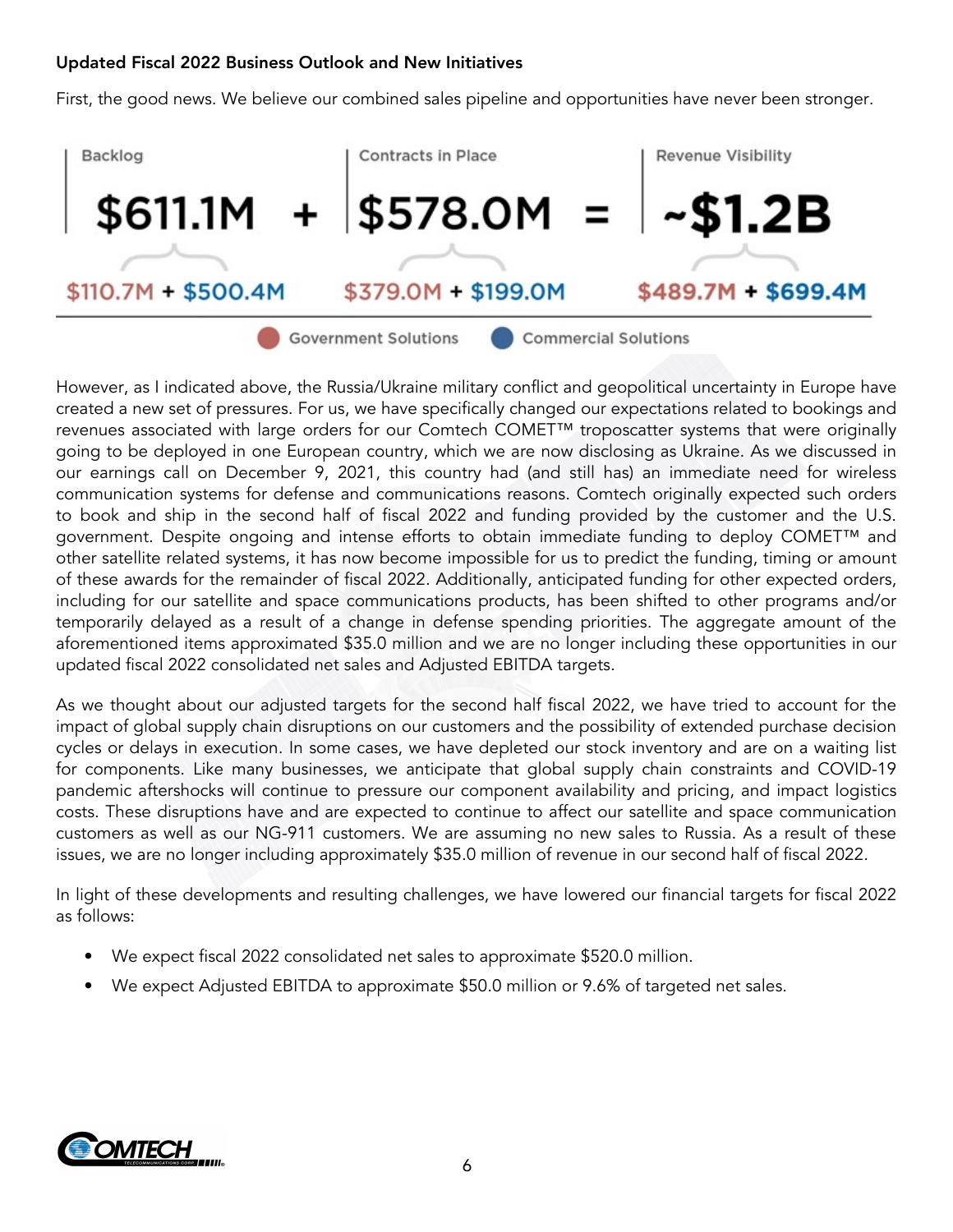### Updated Fiscal 2022 Business Outlook and New Initiatives

First, the good news. We believe our combined sales pipeline and opportunities have never been stronger.

| Backlog | | Contracts in Place | | Revenue Visibility |
|---|---|---|---|---|
| $611.1M | + | $578.0M | = | ~$1.2B |
| $110.7M + $500.4M | | $379.0M + $199.0M | | $489.7M + $699.4M |

Government Solutions (first figure) | Commercial Solutions (second figure)

However, as I indicated above, the Russia/Ukraine military conflict and geopolitical uncertainty in Europe have created a new set of pressures. For us, we have specifically changed our expectations related to bookings and revenues associated with large orders for our Comtech COMET™ troposcatter systems that were originally going to be deployed in one European country, which we are now disclosing as Ukraine. As we discussed in our earnings call on December 9, 2021, this country had (and still has) an immediate need for wireless communication systems for defense and communications reasons. Comtech originally expected such orders to book and ship in the second half of fiscal 2022 and funding provided by the customer and the U.S. government. Despite ongoing and intense efforts to obtain immediate funding to deploy COMET™ and other satellite related systems, it has now become impossible for us to predict the funding, timing or amount of these awards for the remainder of fiscal 2022. Additionally, anticipated funding for other expected orders, including for our satellite and space communications products, has been shifted to other programs and/or temporarily delayed as a result of a change in defense spending priorities. The aggregate amount of the aforementioned items approximated $35.0 million and we are no longer including these opportunities in our updated fiscal 2022 consolidated net sales and Adjusted EBITDA targets.

As we thought about our adjusted targets for the second half fiscal 2022, we have tried to account for the impact of global supply chain disruptions on our customers and the possibility of extended purchase decision cycles or delays in execution. In some cases, we have depleted our stock inventory and are on a waiting list for components. Like many businesses, we anticipate that global supply chain constraints and COVID-19 pandemic aftershocks will continue to pressure our component availability and pricing, and impact logistics costs. These disruptions have and are expected to continue to affect our satellite and space communication customers as well as our NG-911 customers. We are assuming no new sales to Russia. As a result of these issues, we are no longer including approximately $35.0 million of revenue in our second half of fiscal 2022.

In light of these developments and resulting challenges, we have lowered our financial targets for fiscal 2022 as follows:

- We expect fiscal 2022 consolidated net sales to approximate $520.0 million.
- We expect Adjusted EBITDA to approximate $50.0 million or 9.6% of targeted net sales.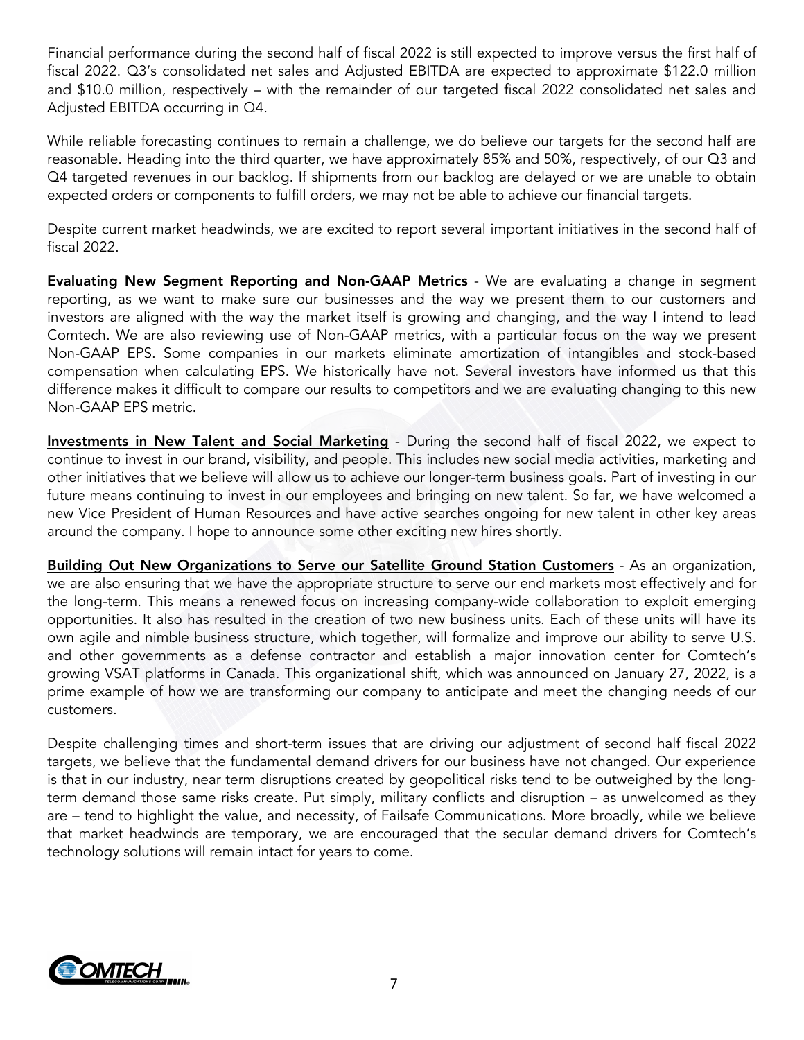Financial performance during the second half of fiscal 2022 is still expected to improve versus the first half of fiscal 2022. Q3's consolidated net sales and Adjusted EBITDA are expected to approximate $122.0 million and $10.0 million, respectively – with the remainder of our targeted fiscal 2022 consolidated net sales and Adjusted EBITDA occurring in Q4.

While reliable forecasting continues to remain a challenge, we do believe our targets for the second half are reasonable. Heading into the third quarter, we have approximately 85% and 50%, respectively, of our Q3 and Q4 targeted revenues in our backlog. If shipments from our backlog are delayed or we are unable to obtain expected orders or components to fulfill orders, we may not be able to achieve our financial targets.

Despite current market headwinds, we are excited to report several important initiatives in the second half of fiscal 2022.

**Evaluating New Segment Reporting and Non-GAAP Metrics** - We are evaluating a change in segment reporting, as we want to make sure our businesses and the way we present them to our customers and investors are aligned with the way the market itself is growing and changing, and the way I intend to lead Comtech. We are also reviewing use of Non-GAAP metrics, with a particular focus on the way we present Non-GAAP EPS. Some companies in our markets eliminate amortization of intangibles and stock-based compensation when calculating EPS. We historically have not. Several investors have informed us that this difference makes it difficult to compare our results to competitors and we are evaluating changing to this new Non-GAAP EPS metric.

**Investments in New Talent and Social Marketing** - During the second half of fiscal 2022, we expect to continue to invest in our brand, visibility, and people. This includes new social media activities, marketing and other initiatives that we believe will allow us to achieve our longer-term business goals. Part of investing in our future means continuing to invest in our employees and bringing on new talent. So far, we have welcomed a new Vice President of Human Resources and have active searches ongoing for new talent in other key areas around the company. I hope to announce some other exciting new hires shortly.

**Building Out New Organizations to Serve our Satellite Ground Station Customers** - As an organization, we are also ensuring that we have the appropriate structure to serve our end markets most effectively and for the long-term. This means a renewed focus on increasing company-wide collaboration to exploit emerging opportunities. It also has resulted in the creation of two new business units. Each of these units will have its own agile and nimble business structure, which together, will formalize and improve our ability to serve U.S. and other governments as a defense contractor and establish a major innovation center for Comtech's growing VSAT platforms in Canada. This organizational shift, which was announced on January 27, 2022, is a prime example of how we are transforming our company to anticipate and meet the changing needs of our customers.

Despite challenging times and short-term issues that are driving our adjustment of second half fiscal 2022 targets, we believe that the fundamental demand drivers for our business have not changed. Our experience is that in our industry, near term disruptions created by geopolitical risks tend to be outweighed by the long-term demand those same risks create. Put simply, military conflicts and disruption – as unwelcomed as they are – tend to highlight the value, and necessity, of Failsafe Communications. More broadly, while we believe that market headwinds are temporary, we are encouraged that the secular demand drivers for Comtech's technology solutions will remain intact for years to come.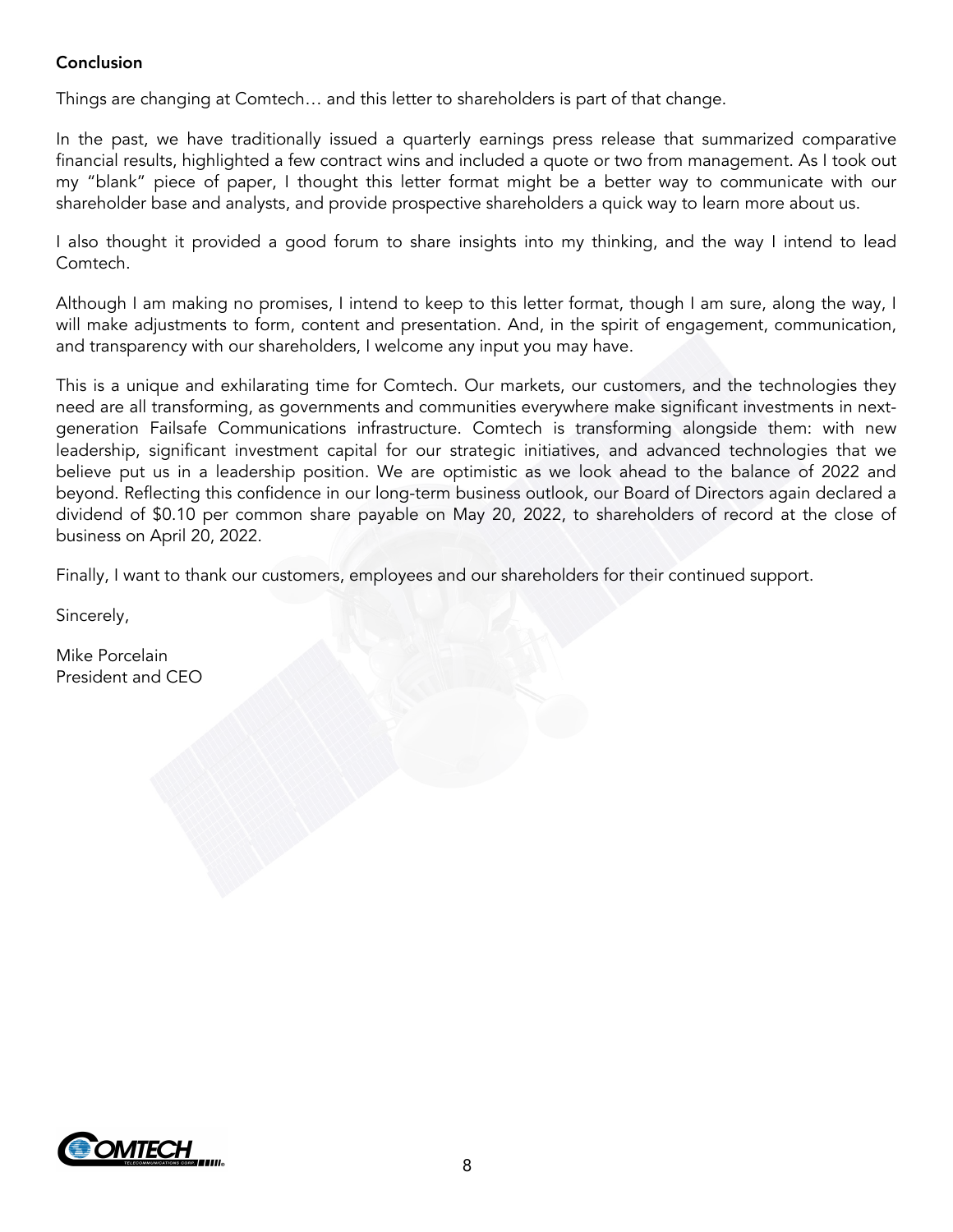**Conclusion**

Things are changing at Comtech… and this letter to shareholders is part of that change.

In the past, we have traditionally issued a quarterly earnings press release that summarized comparative financial results, highlighted a few contract wins and included a quote or two from management. As I took out my "blank" piece of paper, I thought this letter format might be a better way to communicate with our shareholder base and analysts, and provide prospective shareholders a quick way to learn more about us.

I also thought it provided a good forum to share insights into my thinking, and the way I intend to lead Comtech.

Although I am making no promises, I intend to keep to this letter format, though I am sure, along the way, I will make adjustments to form, content and presentation. And, in the spirit of engagement, communication, and transparency with our shareholders, I welcome any input you may have.

This is a unique and exhilarating time for Comtech. Our markets, our customers, and the technologies they need are all transforming, as governments and communities everywhere make significant investments in next-generation Failsafe Communications infrastructure. Comtech is transforming alongside them: with new leadership, significant investment capital for our strategic initiatives, and advanced technologies that we believe put us in a leadership position. We are optimistic as we look ahead to the balance of 2022 and beyond. Reflecting this confidence in our long-term business outlook, our Board of Directors again declared a dividend of $0.10 per common share payable on May 20, 2022, to shareholders of record at the close of business on April 20, 2022.

Finally, I want to thank our customers, employees and our shareholders for their continued support.

Sincerely,

Mike Porcelain
President and CEO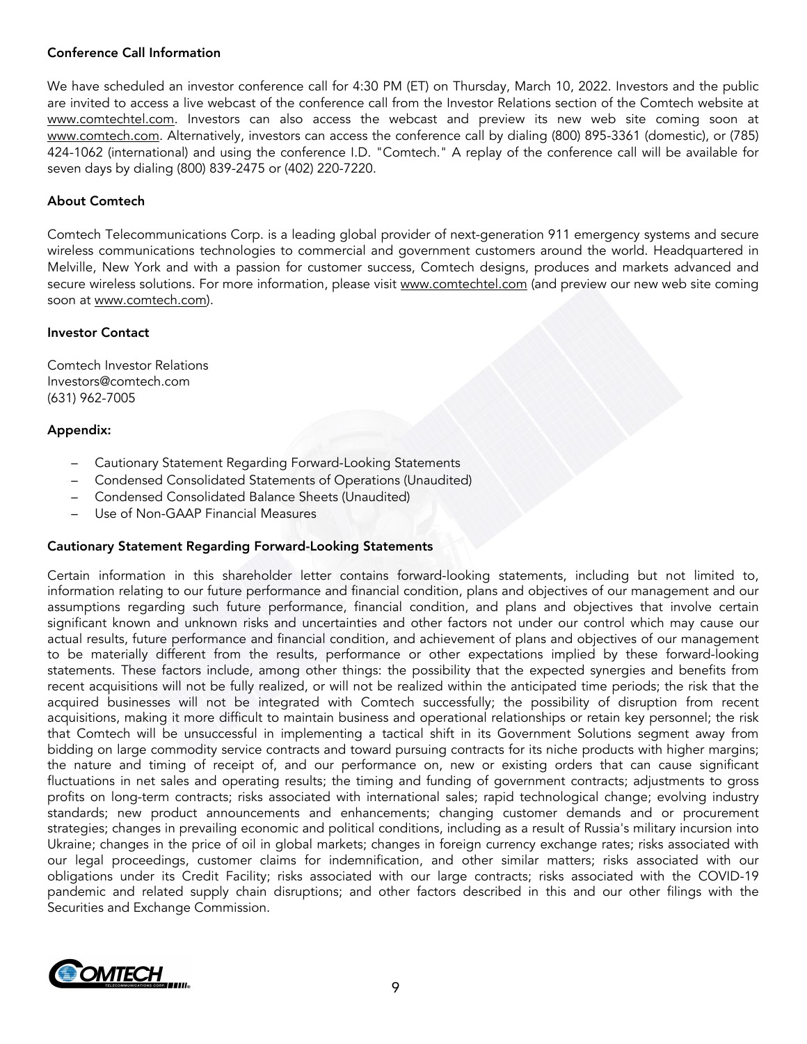**Conference Call Information**

We have scheduled an investor conference call for 4:30 PM (ET) on Thursday, March 10, 2022. Investors and the public are invited to access a live webcast of the conference call from the Investor Relations section of the Comtech website at www.comtechtel.com. Investors can also access the webcast and preview its new web site coming soon at www.comtech.com. Alternatively, investors can access the conference call by dialing (800) 895-3361 (domestic), or (785) 424-1062 (international) and using the conference I.D. "Comtech." A replay of the conference call will be available for seven days by dialing (800) 839-2475 or (402) 220-7220.

**About Comtech**

Comtech Telecommunications Corp. is a leading global provider of next-generation 911 emergency systems and secure wireless communications technologies to commercial and government customers around the world. Headquartered in Melville, New York and with a passion for customer success, Comtech designs, produces and markets advanced and secure wireless solutions. For more information, please visit www.comtechtel.com (and preview our new web site coming soon at www.comtech.com).

**Investor Contact**

Comtech Investor Relations
Investors@comtech.com
(631) 962-7005

**Appendix:**

- Cautionary Statement Regarding Forward-Looking Statements
- Condensed Consolidated Statements of Operations (Unaudited)
- Condensed Consolidated Balance Sheets (Unaudited)
- Use of Non-GAAP Financial Measures

**Cautionary Statement Regarding Forward-Looking Statements**

Certain information in this shareholder letter contains forward-looking statements, including but not limited to, information relating to our future performance and financial condition, plans and objectives of our management and our assumptions regarding such future performance, financial condition, and plans and objectives that involve certain significant known and unknown risks and uncertainties and other factors not under our control which may cause our actual results, future performance and financial condition, and achievement of plans and objectives of our management to be materially different from the results, performance or other expectations implied by these forward-looking statements. These factors include, among other things: the possibility that the expected synergies and benefits from recent acquisitions will not be fully realized, or will not be realized within the anticipated time periods; the risk that the acquired businesses will not be integrated with Comtech successfully; the possibility of disruption from recent acquisitions, making it more difficult to maintain business and operational relationships or retain key personnel; the risk that Comtech will be unsuccessful in implementing a tactical shift in its Government Solutions segment away from bidding on large commodity service contracts and toward pursuing contracts for its niche products with higher margins; the nature and timing of receipt of, and our performance on, new or existing orders that can cause significant fluctuations in net sales and operating results; the timing and funding of government contracts; adjustments to gross profits on long-term contracts; risks associated with international sales; rapid technological change; evolving industry standards; new product announcements and enhancements; changing customer demands and or procurement strategies; changes in prevailing economic and political conditions, including as a result of Russia's military incursion into Ukraine; changes in the price of oil in global markets; changes in foreign currency exchange rates; risks associated with our legal proceedings, customer claims for indemnification, and other similar matters; risks associated with our obligations under its Credit Facility; risks associated with our large contracts; risks associated with the COVID-19 pandemic and related supply chain disruptions; and other factors described in this and our other filings with the Securities and Exchange Commission.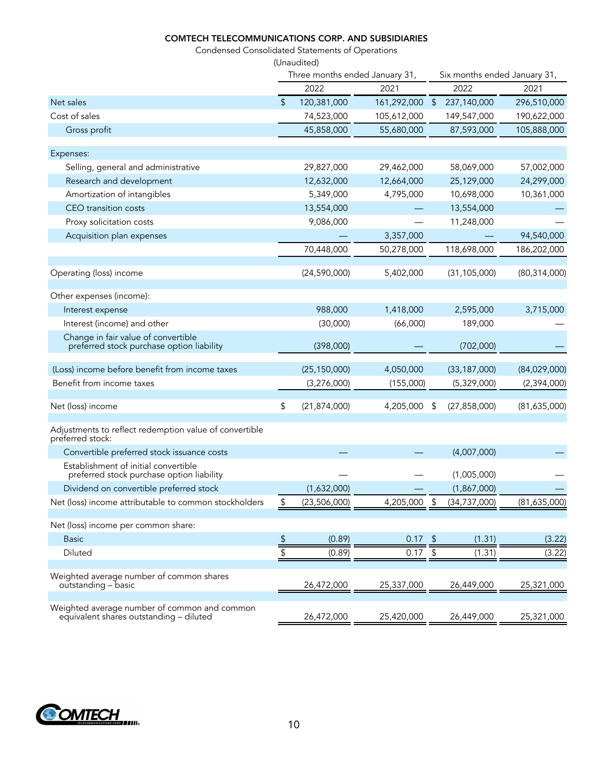**COMTECH TELECOMMUNICATIONS CORP. AND SUBSIDIARIES**

Condensed Consolidated Statements of Operations

(Unaudited)

| | Three months ended January 31, | | Six months ended January 31, | |
|---|---|---|---|---|
| | 2022 | 2021 | 2022 | 2021 |
| Net sales | $ 120,381,000 | 161,292,000 | $ 237,140,000 | 296,510,000 |
| Cost of sales | 74,523,000 | 105,612,000 | 149,547,000 | 190,622,000 |
| Gross profit | 45,858,000 | 55,680,000 | 87,593,000 | 105,888,000 |
| Expenses: | | | | |
| Selling, general and administrative | 29,827,000 | 29,462,000 | 58,069,000 | 57,002,000 |
| Research and development | 12,632,000 | 12,664,000 | 25,129,000 | 24,299,000 |
| Amortization of intangibles | 5,349,000 | 4,795,000 | 10,698,000 | 10,361,000 |
| CEO transition costs | 13,554,000 | — | 13,554,000 | — |
| Proxy solicitation costs | 9,086,000 | — | 11,248,000 | — |
| Acquisition plan expenses | — | 3,357,000 | — | 94,540,000 |
| | 70,448,000 | 50,278,000 | 118,698,000 | 186,202,000 |
| Operating (loss) income | (24,590,000) | 5,402,000 | (31,105,000) | (80,314,000) |
| Other expenses (income): | | | | |
| Interest expense | 988,000 | 1,418,000 | 2,595,000 | 3,715,000 |
| Interest (income) and other | (30,000) | (66,000) | 189,000 | — |
| Change in fair value of convertible preferred stock purchase option liability | (398,000) | — | (702,000) | — |
| (Loss) income before benefit from income taxes | (25,150,000) | 4,050,000 | (33,187,000) | (84,029,000) |
| Benefit from income taxes | (3,276,000) | (155,000) | (5,329,000) | (2,394,000) |
| Net (loss) income | $ (21,874,000) | 4,205,000 | $ (27,858,000) | (81,635,000) |
| Adjustments to reflect redemption value of convertible preferred stock: | | | | |
| Convertible preferred stock issuance costs | — | — | (4,007,000) | — |
| Establishment of initial convertible preferred stock purchase option liability | — | — | (1,005,000) | — |
| Dividend on convertible preferred stock | (1,632,000) | — | (1,867,000) | — |
| Net (loss) income attributable to common stockholders | $ (23,506,000) | 4,205,000 | $ (34,737,000) | (81,635,000) |
| Net (loss) income per common share: | | | | |
| Basic | $ (0.89) | 0.17 | $ (1.31) | (3.22) |
| Diluted | $ (0.89) | 0.17 | $ (1.31) | (3.22) |
| Weighted average number of common shares outstanding – basic | 26,472,000 | 25,337,000 | 26,449,000 | 25,321,000 |
| Weighted average number of common and common equivalent shares outstanding – diluted | 26,472,000 | 25,420,000 | 26,449,000 | 25,321,000 |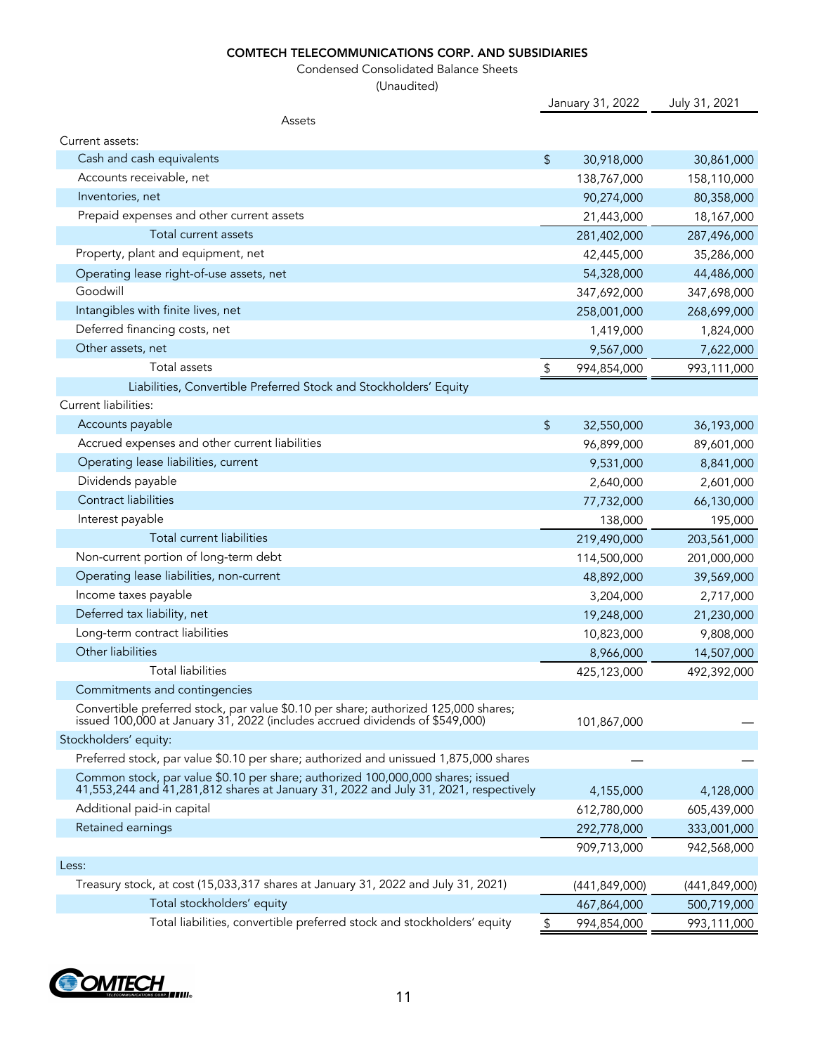**COMTECH TELECOMMUNICATIONS CORP. AND SUBSIDIARIES**

Condensed Consolidated Balance Sheets

(Unaudited)

| | January 31, 2022 | July 31, 2021 |
|---|---|---|
| **Assets** | | |
| Current assets: | | |
| Cash and cash equivalents | $ 30,918,000 | 30,861,000 |
| Accounts receivable, net | 138,767,000 | 158,110,000 |
| Inventories, net | 90,274,000 | 80,358,000 |
| Prepaid expenses and other current assets | 21,443,000 | 18,167,000 |
| Total current assets | 281,402,000 | 287,496,000 |
| Property, plant and equipment, net | 42,445,000 | 35,286,000 |
| Operating lease right-of-use assets, net | 54,328,000 | 44,486,000 |
| Goodwill | 347,692,000 | 347,698,000 |
| Intangibles with finite lives, net | 258,001,000 | 268,699,000 |
| Deferred financing costs, net | 1,419,000 | 1,824,000 |
| Other assets, net | 9,567,000 | 7,622,000 |
| Total assets | $ 994,854,000 | 993,111,000 |
| **Liabilities, Convertible Preferred Stock and Stockholders' Equity** | | |
| Current liabilities: | | |
| Accounts payable | $ 32,550,000 | 36,193,000 |
| Accrued expenses and other current liabilities | 96,899,000 | 89,601,000 |
| Operating lease liabilities, current | 9,531,000 | 8,841,000 |
| Dividends payable | 2,640,000 | 2,601,000 |
| Contract liabilities | 77,732,000 | 66,130,000 |
| Interest payable | 138,000 | 195,000 |
| Total current liabilities | 219,490,000 | 203,561,000 |
| Non-current portion of long-term debt | 114,500,000 | 201,000,000 |
| Operating lease liabilities, non-current | 48,892,000 | 39,569,000 |
| Income taxes payable | 3,204,000 | 2,717,000 |
| Deferred tax liability, net | 19,248,000 | 21,230,000 |
| Long-term contract liabilities | 10,823,000 | 9,808,000 |
| Other liabilities | 8,966,000 | 14,507,000 |
| Total liabilities | 425,123,000 | 492,392,000 |
| Commitments and contingencies | | |
| Convertible preferred stock, par value $0.10 per share; authorized 125,000 shares; issued 100,000 at January 31, 2022 (includes accrued dividends of $549,000) | 101,867,000 | — |
| Stockholders' equity: | | |
| Preferred stock, par value $0.10 per share; authorized and unissued 1,875,000 shares | — | — |
| Common stock, par value $0.10 per share; authorized 100,000,000 shares; issued 41,553,244 and 41,281,812 shares at January 31, 2022 and July 31, 2021, respectively | 4,155,000 | 4,128,000 |
| Additional paid-in capital | 612,780,000 | 605,439,000 |
| Retained earnings | 292,778,000 | 333,001,000 |
| | 909,713,000 | 942,568,000 |
| Less: | | |
| Treasury stock, at cost (15,033,317 shares at January 31, 2022 and July 31, 2021) | (441,849,000) | (441,849,000) |
| Total stockholders' equity | 467,864,000 | 500,719,000 |
| Total liabilities, convertible preferred stock and stockholders' equity | $ 994,854,000 | 993,111,000 |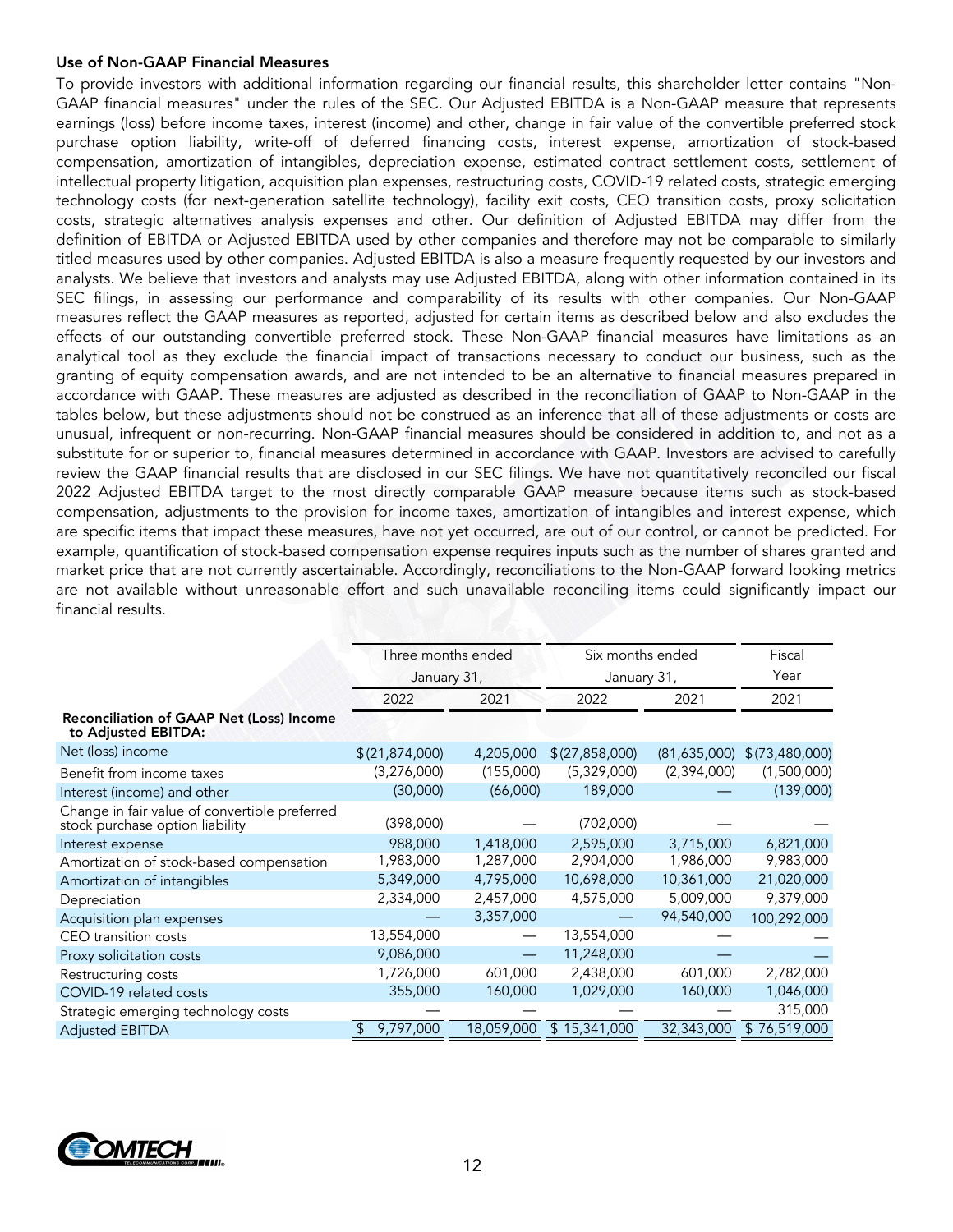### Use of Non-GAAP Financial Measures

To provide investors with additional information regarding our financial results, this shareholder letter contains "Non-GAAP financial measures" under the rules of the SEC. Our Adjusted EBITDA is a Non-GAAP measure that represents earnings (loss) before income taxes, interest (income) and other, change in fair value of the convertible preferred stock purchase option liability, write-off of deferred financing costs, interest expense, amortization of stock-based compensation, amortization of intangibles, depreciation expense, estimated contract settlement costs, settlement of intellectual property litigation, acquisition plan expenses, restructuring costs, COVID-19 related costs, strategic emerging technology costs (for next-generation satellite technology), facility exit costs, CEO transition costs, proxy solicitation costs, strategic alternatives analysis expenses and other. Our definition of Adjusted EBITDA may differ from the definition of EBITDA or Adjusted EBITDA used by other companies and therefore may not be comparable to similarly titled measures used by other companies. Adjusted EBITDA is also a measure frequently requested by our investors and analysts. We believe that investors and analysts may use Adjusted EBITDA, along with other information contained in its SEC filings, in assessing our performance and comparability of its results with other companies. Our Non-GAAP measures reflect the GAAP measures as reported, adjusted for certain items as described below and also excludes the effects of our outstanding convertible preferred stock. These Non-GAAP financial measures have limitations as an analytical tool as they exclude the financial impact of transactions necessary to conduct our business, such as the granting of equity compensation awards, and are not intended to be an alternative to financial measures prepared in accordance with GAAP. These measures are adjusted as described in the reconciliation of GAAP to Non-GAAP in the tables below, but these adjustments should not be construed as an inference that all of these adjustments or costs are unusual, infrequent or non-recurring. Non-GAAP financial measures should be considered in addition to, and not as a substitute for or superior to, financial measures determined in accordance with GAAP. Investors are advised to carefully review the GAAP financial results that are disclosed in our SEC filings. We have not quantitatively reconciled our fiscal 2022 Adjusted EBITDA target to the most directly comparable GAAP measure because items such as stock-based compensation, adjustments to the provision for income taxes, amortization of intangibles and interest expense, which are specific items that impact these measures, have not yet occurred, are out of our control, or cannot be predicted. For example, quantification of stock-based compensation expense requires inputs such as the number of shares granted and market price that are not currently ascertainable. Accordingly, reconciliations to the Non-GAAP forward looking metrics are not available without unreasonable effort and such unavailable reconciling items could significantly impact our financial results.

| | Three months ended January 31, | | Six months ended January 31, | | Fiscal Year |
|---|---|---|---|---|---|
| | 2022 | 2021 | 2022 | 2021 | 2021 |
| **Reconciliation of GAAP Net (Loss) Income to Adjusted EBITDA:** | | | | | |
| Net (loss) income | $ (21,874,000) | 4,205,000 | $ (27,858,000) | (81,635,000) | $ (73,480,000) |
| Benefit from income taxes | (3,276,000) | (155,000) | (5,329,000) | (2,394,000) | (1,500,000) |
| Interest (income) and other | (30,000) | (66,000) | 189,000 | — | (139,000) |
| Change in fair value of convertible preferred stock purchase option liability | (398,000) | — | (702,000) | — | — |
| Interest expense | 988,000 | 1,418,000 | 2,595,000 | 3,715,000 | 6,821,000 |
| Amortization of stock-based compensation | 1,983,000 | 1,287,000 | 2,904,000 | 1,986,000 | 9,983,000 |
| Amortization of intangibles | 5,349,000 | 4,795,000 | 10,698,000 | 10,361,000 | 21,020,000 |
| Depreciation | 2,334,000 | 2,457,000 | 4,575,000 | 5,009,000 | 9,379,000 |
| Acquisition plan expenses | — | 3,357,000 | — | 94,540,000 | 100,292,000 |
| CEO transition costs | 13,554,000 | — | 13,554,000 | — | — |
| Proxy solicitation costs | 9,086,000 | — | 11,248,000 | — | — |
| Restructuring costs | 1,726,000 | 601,000 | 2,438,000 | 601,000 | 2,782,000 |
| COVID-19 related costs | 355,000 | 160,000 | 1,029,000 | 160,000 | 1,046,000 |
| Strategic emerging technology costs | — | — | — | — | 315,000 |
| Adjusted EBITDA | $ 9,797,000 | 18,059,000 | $ 15,341,000 | 32,343,000 | $ 76,519,000 |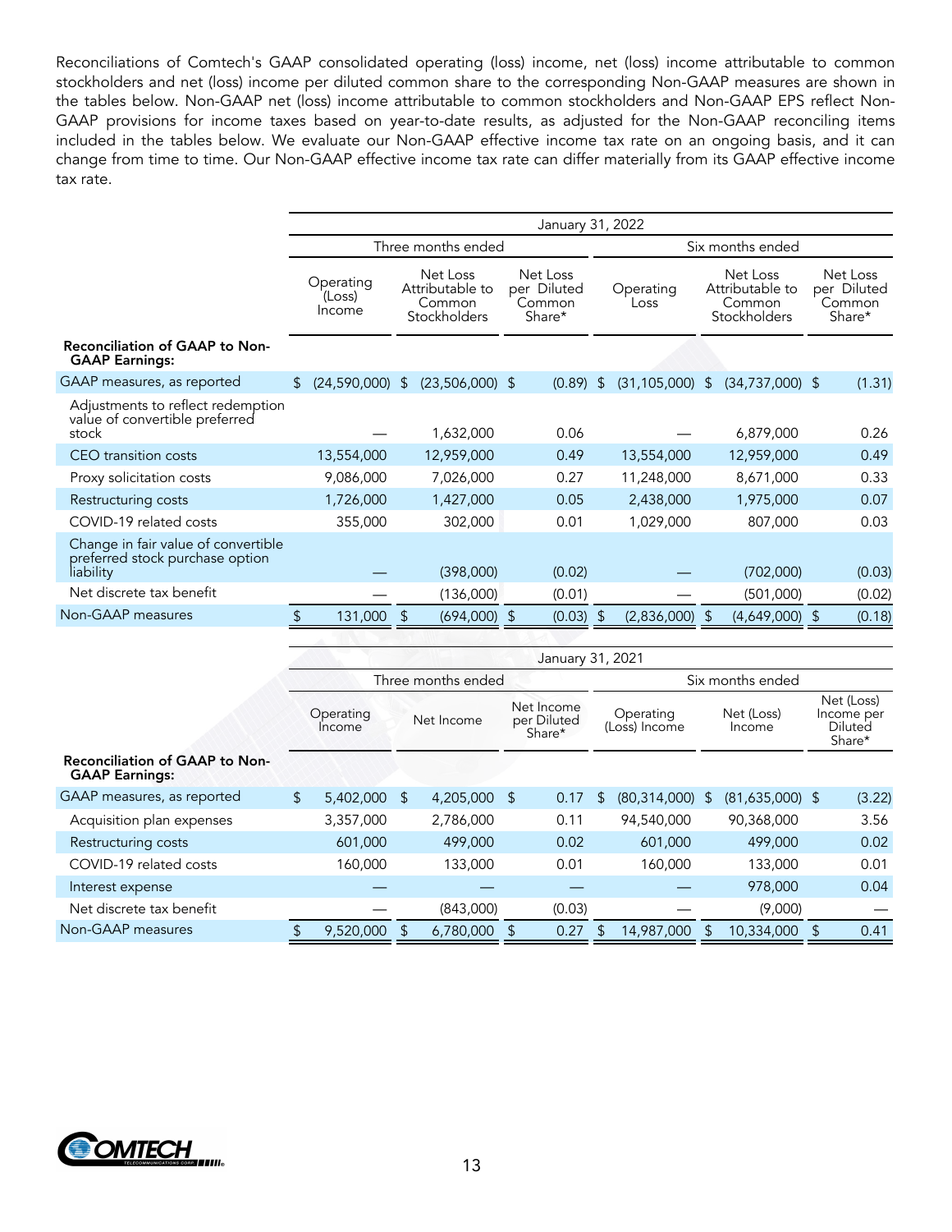Reconciliations of Comtech's GAAP consolidated operating (loss) income, net (loss) income attributable to common stockholders and net (loss) income per diluted common share to the corresponding Non-GAAP measures are shown in the tables below. Non-GAAP net (loss) income attributable to common stockholders and Non-GAAP EPS reflect Non-GAAP provisions for income taxes based on year-to-date results, as adjusted for the Non-GAAP reconciling items included in the tables below. We evaluate our Non-GAAP effective income tax rate on an ongoing basis, and it can change from time to time. Our Non-GAAP effective income tax rate can differ materially from its GAAP effective income tax rate.

| | January 31, 2022 | | | | | |
|---|---|---|---|---|---|---|
| | Three months ended | | | Six months ended | | |
| | Operating (Loss) Income | Net Loss Attributable to Common Stockholders | Net Loss per Diluted Common Share* | Operating Loss | Net Loss Attributable to Common Stockholders | Net Loss per Diluted Common Share* |
| **Reconciliation of GAAP to Non-GAAP Earnings:** | | | | | | |
| GAAP measures, as reported | $ (24,590,000) | $ (23,506,000) | $ (0.89) | $ (31,105,000) | $ (34,737,000) | $ (1.31) |
| Adjustments to reflect redemption value of convertible preferred stock | — | 1,632,000 | 0.06 | — | 6,879,000 | 0.26 |
| CEO transition costs | 13,554,000 | 12,959,000 | 0.49 | 13,554,000 | 12,959,000 | 0.49 |
| Proxy solicitation costs | 9,086,000 | 7,026,000 | 0.27 | 11,248,000 | 8,671,000 | 0.33 |
| Restructuring costs | 1,726,000 | 1,427,000 | 0.05 | 2,438,000 | 1,975,000 | 0.07 |
| COVID-19 related costs | 355,000 | 302,000 | 0.01 | 1,029,000 | 807,000 | 0.03 |
| Change in fair value of convertible preferred stock purchase option liability | — | (398,000) | (0.02) | — | (702,000) | (0.03) |
| Net discrete tax benefit | — | (136,000) | (0.01) | — | (501,000) | (0.02) |
| Non-GAAP measures | $ 131,000 | $ (694,000) | $ (0.03) | $ (2,836,000) | $ (4,649,000) | $ (0.18) |

| | January 31, 2021 | | | | | |
|---|---|---|---|---|---|---|
| | Three months ended | | | Six months ended | | |
| | Operating Income | Net Income | Net Income per Diluted Share* | Operating (Loss) Income | Net (Loss) Income | Net (Loss) Income per Diluted Share* |
| **Reconciliation of GAAP to Non-GAAP Earnings:** | | | | | | |
| GAAP measures, as reported | $ 5,402,000 | $ 4,205,000 | $ 0.17 | $ (80,314,000) | $ (81,635,000) | $ (3.22) |
| Acquisition plan expenses | 3,357,000 | 2,786,000 | 0.11 | 94,540,000 | 90,368,000 | 3.56 |
| Restructuring costs | 601,000 | 499,000 | 0.02 | 601,000 | 499,000 | 0.02 |
| COVID-19 related costs | 160,000 | 133,000 | 0.01 | 160,000 | 133,000 | 0.01 |
| Interest expense | — | — | — | — | 978,000 | 0.04 |
| Net discrete tax benefit | — | (843,000) | (0.03) | — | (9,000) | — |
| Non-GAAP measures | $ 9,520,000 | $ 6,780,000 | $ 0.27 | $ 14,987,000 | $ 10,334,000 | $ 0.41 |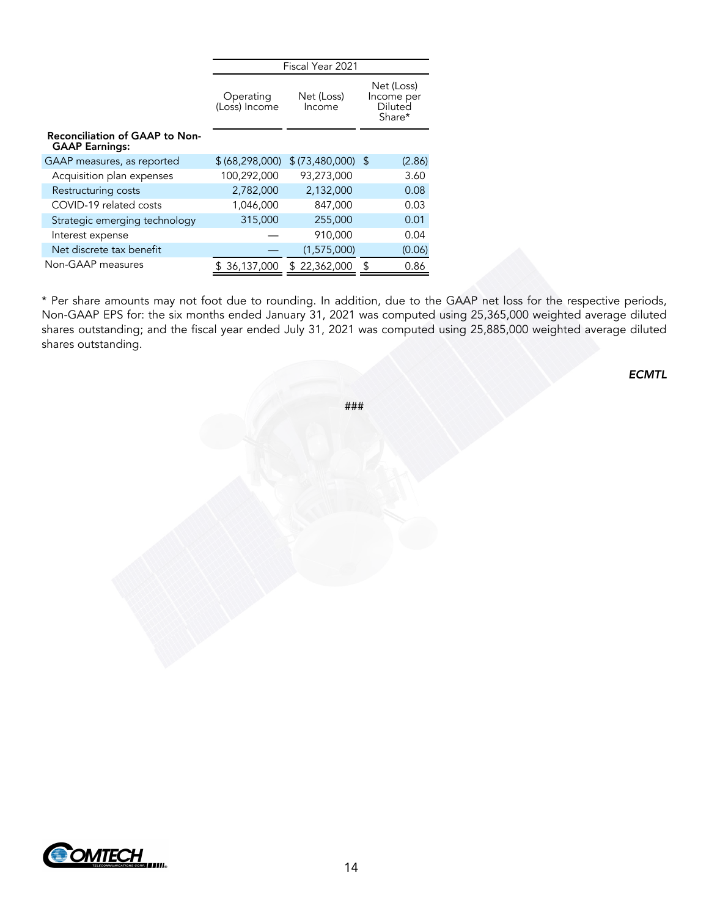| | Fiscal Year 2021 | | |
|---|---|---|---|
| | Operating (Loss) Income | Net (Loss) Income | Net (Loss) Income per Diluted Share* |
| **Reconciliation of GAAP to Non-GAAP Earnings:** | | | |
| GAAP measures, as reported | $ (68,298,000) | $ (73,480,000) | $ (2.86) |
| Acquisition plan expenses | 100,292,000 | 93,273,000 | 3.60 |
| Restructuring costs | 2,782,000 | 2,132,000 | 0.08 |
| COVID-19 related costs | 1,046,000 | 847,000 | 0.03 |
| Strategic emerging technology | 315,000 | 255,000 | 0.01 |
| Interest expense | — | 910,000 | 0.04 |
| Net discrete tax benefit | — | (1,575,000) | (0.06) |
| Non-GAAP measures | $ 36,137,000 | $ 22,362,000 | $ 0.86 |

* Per share amounts may not foot due to rounding. In addition, due to the GAAP net loss for the respective periods, Non-GAAP EPS for: the six months ended January 31, 2021 was computed using 25,365,000 weighted average diluted shares outstanding; and the fiscal year ended July 31, 2021 was computed using 25,885,000 weighted average diluted shares outstanding.

***ECMTL***

###